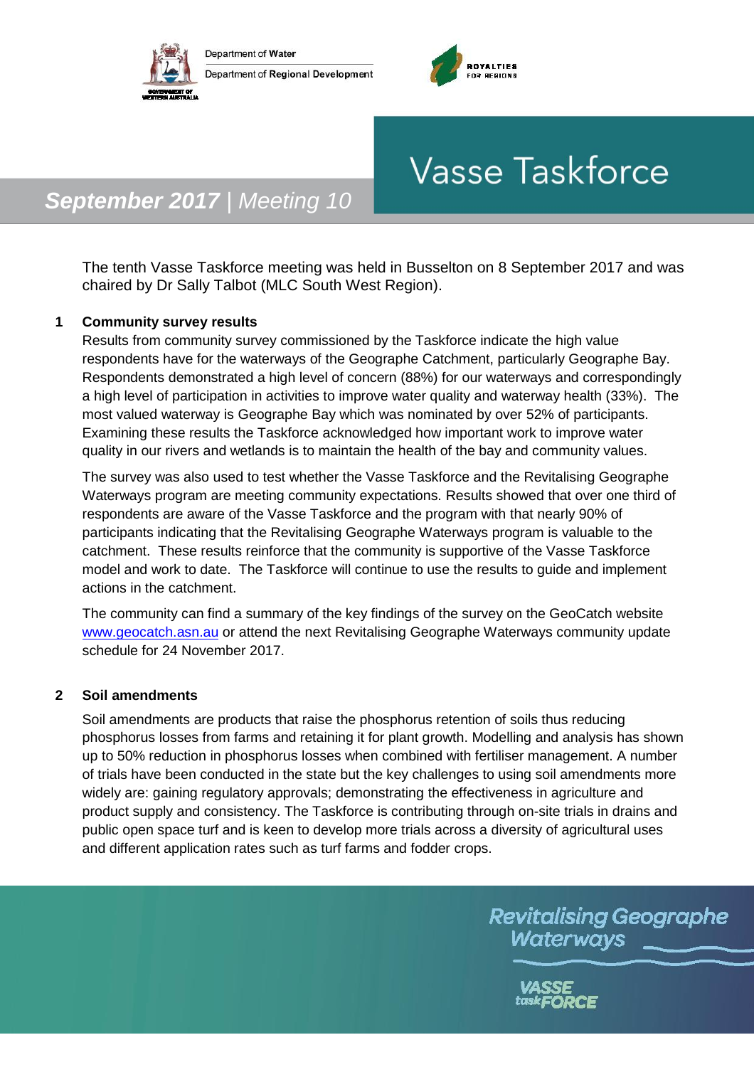Department of Water

Department of Regional Development

ROYALTIES FOR REGIONS

# Vasse Taskforce

## *September 2017* | *Meeting 10*

The tenth Vasse Taskforce meeting was held in Busselton on 8 September 2017 and was chaired by Dr Sally Talbot (MLC South West Region).

### 1 Community survey results

Results from community survey commissioned by the Taskforce indicate the high value respondents have for the waterways of the Geographe Catchment, particularly Geographe Bay. Respondents demonstrated a high level of concern (88%) for our waterways and correspondingly a high level of participation in activities to improve water quality and waterway health (33%). The most valued waterway is Geographe Bay which was nominated by over 52% of participants. Examining these results the Taskforce acknowledged how important work to improve water quality in our rivers and wetlands is to maintain the health of the bay and community values.

The survey was also used to test whether the Vasse Taskforce and the Revitalising Geographe Waterways program are meeting community expectations. Results showed that over one third of respondents are aware of the Vasse Taskforce and the program with that nearly 90% of participants indicating that the Revitalising Geographe Waterways program is valuable to the catchment. These results reinforce that the community is supportive of the Vasse Taskforce model and work to date. The Taskforce will continue to use the results to guide and implement actions in the catchment.

The community can find a summary of the key findings of the survey on the GeoCatch website [www.geocatch.asn.au](http://www.geocatch.asn.au) or attend the next Revitalising Geographe Waterways community update schedule for 24 November 2017.

### 2 Soil amendments

Soil amendments are products that raise the phosphorus retention of soils thus reducing phosphorus losses from farms and retaining it for plant growth. Modelling and analysis has shown up to 50% reduction in phosphorus losses when combined with fertiliser management. A number of trials have been conducted in the state but the key challenges to using soil amendments more widely are: gaining regulatory approvals; demonstrating the effectiveness in agriculture and product supply and consistency. The Taskforce is contributing through on-site trials in drains and public open space turf and is keen to develop more trials across a diversity of agricultural uses and different application rates such as turf farms and fodder crops.

Revitalising Geographe Waterways

VASSE taskFORCE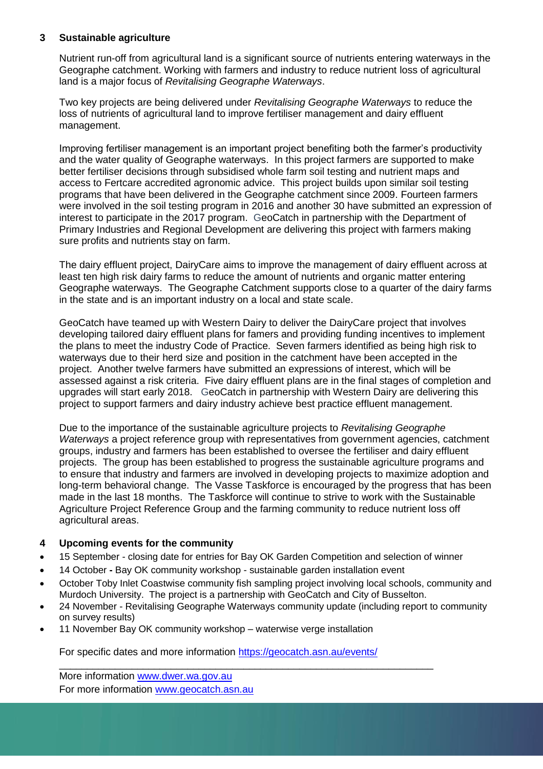## 3 Sustainable agriculture

Nutrient run-off from agricultural land is a significant source of nutrients entering waterways in the Geographe catchment. Working with farmers and industry to reduce nutrient loss of agricultural land is a major focus of *Revitalising Geographe Waterways*.

Two key projects are being delivered under *Revitalising Geographe Waterways* to reduce the loss of nutrients of agricultural land to improve fertiliser management and dairy effluent management.

Improving fertiliser management is an important project benefiting both the farmer's productivity and the water quality of Geographe waterways. In this project farmers are supported to make better fertiliser decisions through subsidised whole farm soil testing and nutrient maps and access to Fertcare accredited agronomic advice. This project builds upon similar soil testing programs that have been delivered in the Geographe catchment since 2009. Fourteen farmers were involved in the soil testing program in 2016 and another 30 have submitted an expression of interest to participate in the 2017 program. GeoCatch in partnership with the Department of Primary Industries and Regional Development are delivering this project with farmers making sure profits and nutrients stay on farm.

The dairy effluent project, DairyCare aims to improve the management of dairy effluent across at least ten high risk dairy farms to reduce the amount of nutrients and organic matter entering Geographe waterways. The Geographe Catchment supports close to a quarter of the dairy farms in the state and is an important industry on a local and state scale.

GeoCatch have teamed up with Western Dairy to deliver the DairyCare project that involves developing tailored dairy effluent plans for famers and providing funding incentives to implement the plans to meet the industry Code of Practice. Seven farmers identified as being high risk to waterways due to their herd size and position in the catchment have been accepted in the project. Another twelve farmers have submitted an expressions of interest, which will be assessed against a risk criteria. Five dairy effluent plans are in the final stages of completion and upgrades will start early 2018. GeoCatch in partnership with Western Dairy are delivering this project to support farmers and dairy industry achieve best practice effluent management.

Due to the importance of the sustainable agriculture projects to *Revitalising Geographe Waterways* a project reference group with representatives from government agencies, catchment groups, industry and farmers has been established to oversee the fertiliser and dairy effluent projects. The group has been established to progress the sustainable agriculture programs and to ensure that industry and farmers are involved in developing projects to maximize adoption and long-term behavioral change. The Vasse Taskforce is encouraged by the progress that has been made in the last 18 months. The Taskforce will continue to strive to work with the Sustainable Agriculture Project Reference Group and the farming community to reduce nutrient loss off agricultural areas.

## 4 Upcoming events for the community

- 15 September - closing date for entries for Bay OK Garden Competition and selection of winner
- 14 October **-** Bay OK community workshop - sustainable garden installation event
- October Toby Inlet Coastwise community fish sampling project involving local schools, community and Murdoch University. The project is a partnership with GeoCatch and City of Busselton.
- 24 November - Revitalising Geographe Waterways community update (including report to community on survey results)
- 11 November Bay OK community workshop – waterwise verge installation

For specific dates and more information https://geocatch.asn.au/events/

---

More information www.dwer.wa.gov.au
For more information www.geocatch.asn.au